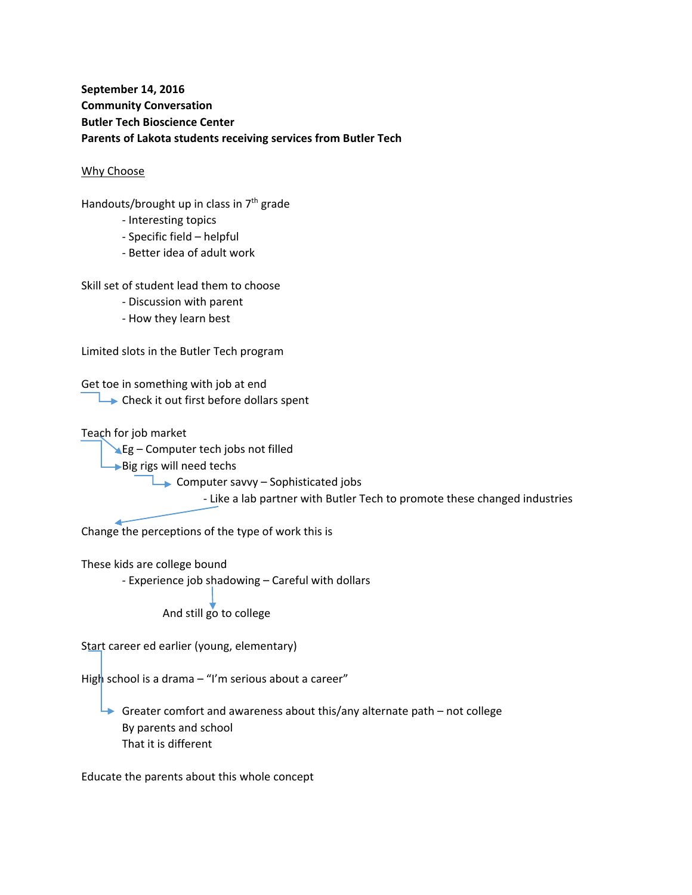**September 14, 2016**
**Community Conversation**
**Butler Tech Bioscience Center**
**Parents of Lakota students receiving services from Butler Tech**

<u>Why Choose</u>

Handouts/brought up in class in 7th grade

- Interesting topics
- Specific field – helpful
- Better idea of adult work

Skill set of student lead them to choose

- Discussion with parent
- How they learn best

Limited slots in the Butler Tech program

Get toe in something with job at end

→ Check it out first before dollars spent

Teach for job market

→ Eg – Computer tech jobs not filled

→ Big rigs will need techs

→ Computer savvy – Sophisticated jobs

- Like a lab partner with Butler Tech to promote these changed industries

Change the perceptions of the type of work this is

These kids are college bound

- Experience job shadowing – Careful with dollars

↓ And still go to college

Start career ed earlier (young, elementary)

High school is a drama – "I'm serious about a career"

→ Greater comfort and awareness about this/any alternate path – not college
By parents and school
That it is different

Educate the parents about this whole concept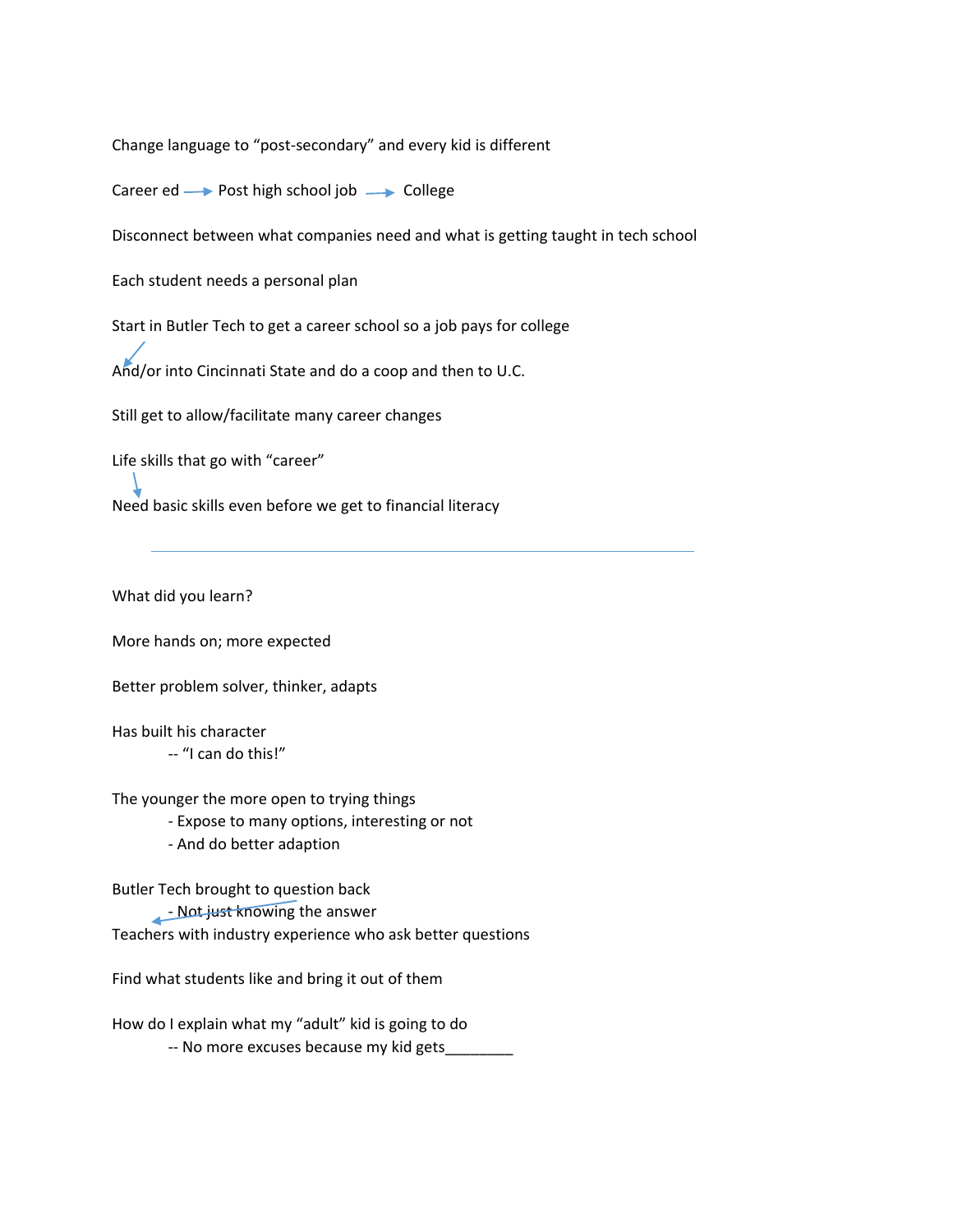Change language to "post-secondary" and every kid is different

Career ed → Post high school job → College

Disconnect between what companies need and what is getting taught in tech school

Each student needs a personal plan

Start in Butler Tech to get a career school so a job pays for college

And/or into Cincinnati State and do a coop and then to U.C.

Still get to allow/facilitate many career changes

Life skills that go with "career"

Need basic skills even before we get to financial literacy

---

What did you learn?

More hands on; more expected

Better problem solver, thinker, adapts

Has built his character
- -- "I can do this!"

The younger the more open to trying things
- Expose to many options, interesting or not
- And do better adaption

Butler Tech brought to question back
- Not just knowing the answer

Teachers with industry experience who ask better questions

Find what students like and bring it out of them

How do I explain what my "adult" kid is going to do
- -- No more excuses because my kid gets________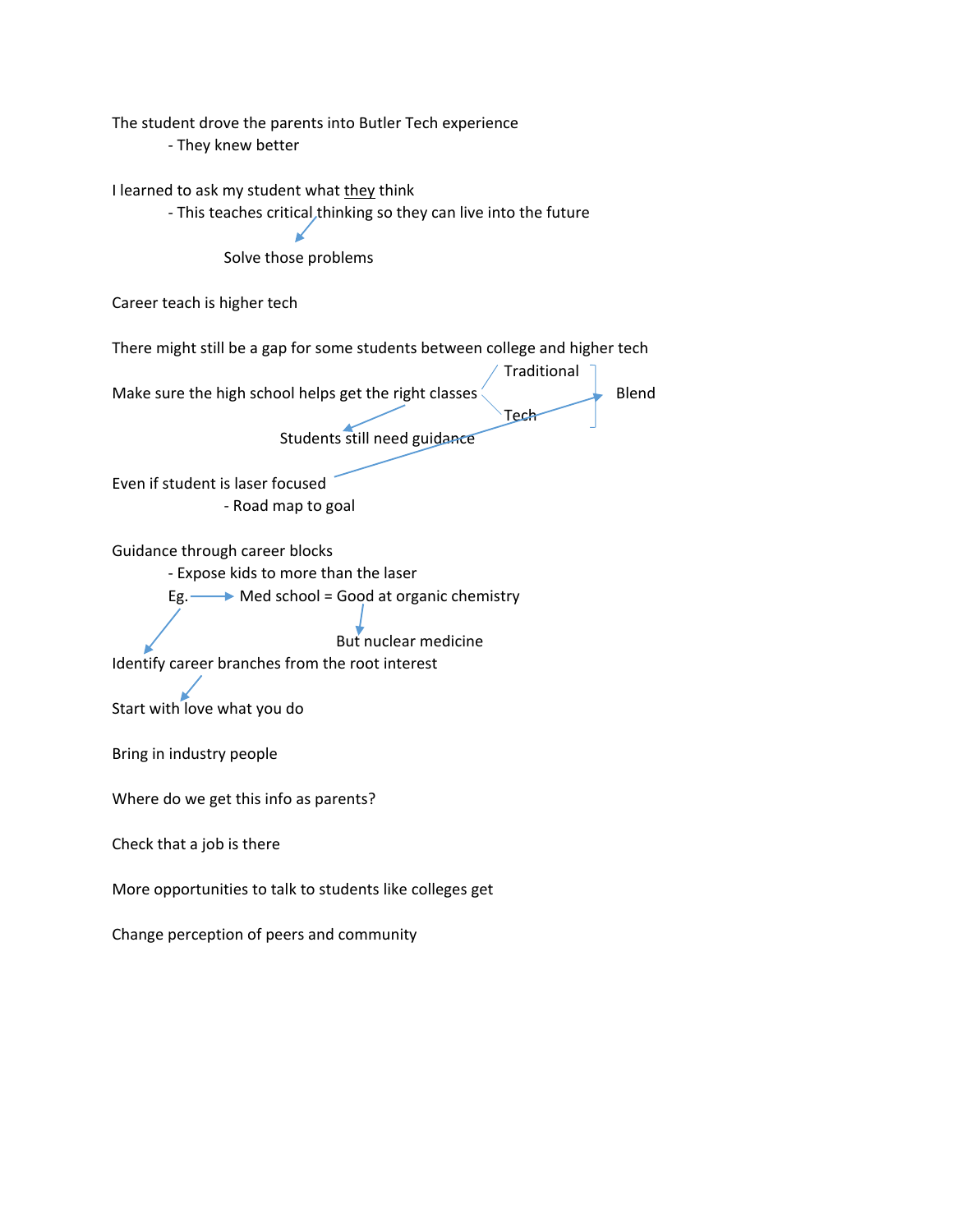The student drove the parents into Butler Tech experience

- They knew better

I learned to ask my student what <u>they</u> think

- This teaches critical thinking so they can live into the future

Solve those problems

Career teach is higher tech

There might still be a gap for some students between college and higher tech

Make sure the high school helps get the right classes

- Traditional
- Tech

Blend

Students still need guidance

Even if student is laser focused

- Road map to goal

Guidance through career blocks

- Expose kids to more than the laser

Eg. → Med school = Good at organic chemistry

But nuclear medicine

Identify career branches from the root interest

Start with love what you do

Bring in industry people

Where do we get this info as parents?

Check that a job is there

More opportunities to talk to students like colleges get

Change perception of peers and community